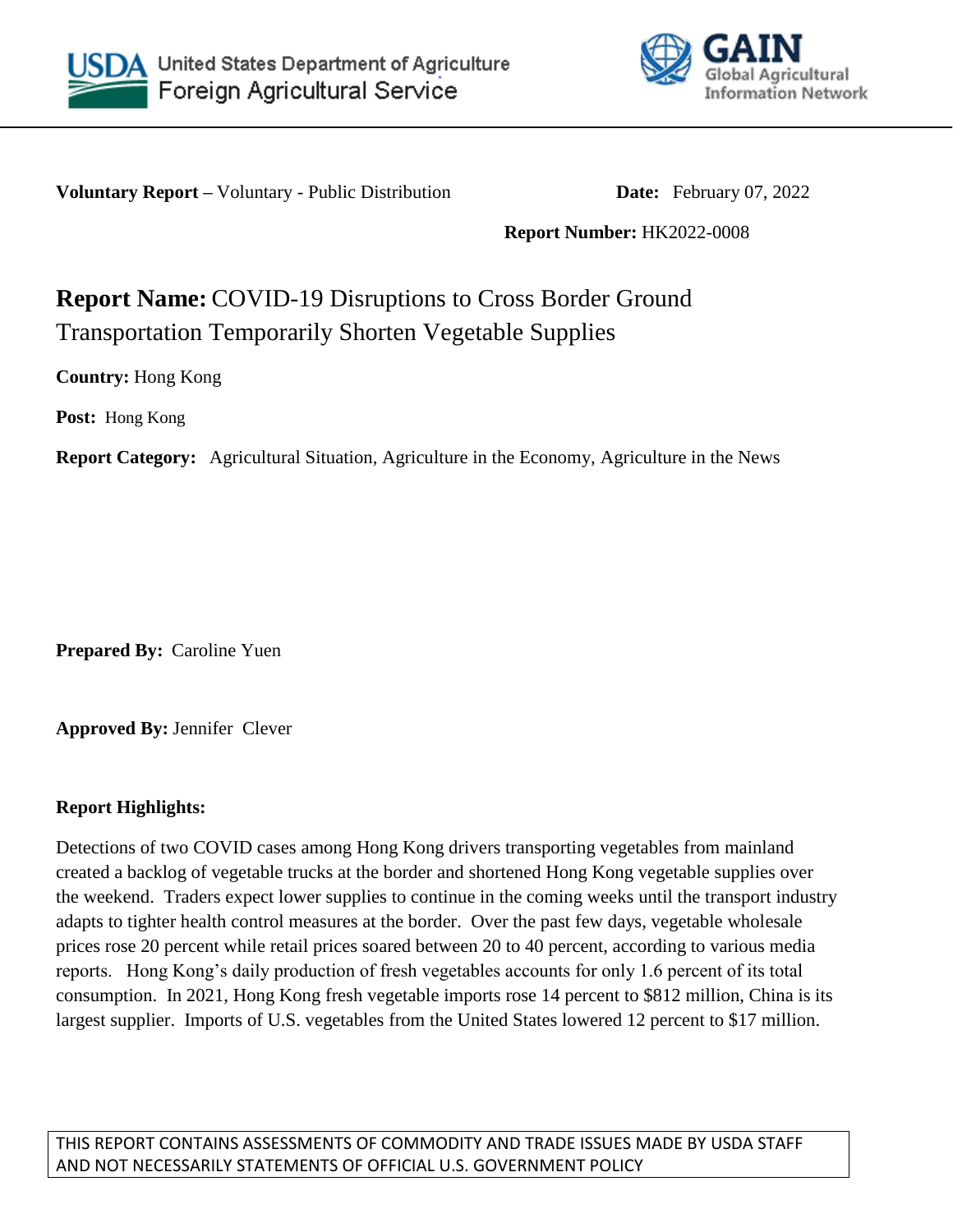United States Department of Agriculture
Foreign Agricultural Service

GAIN
Global Agricultural Information Network

**Voluntary Report –** Voluntary - Public Distribution **Date:** February 07, 2022

**Report Number:** HK2022-0008

# **Report Name:** COVID-19 Disruptions to Cross Border Ground Transportation Temporarily Shorten Vegetable Supplies

**Country:** Hong Kong

**Post:** Hong Kong

**Report Category:** Agricultural Situation, Agriculture in the Economy, Agriculture in the News

**Prepared By:** Caroline Yuen

**Approved By:** Jennifer Clever

**Report Highlights:**

Detections of two COVID cases among Hong Kong drivers transporting vegetables from mainland created a backlog of vegetable trucks at the border and shortened Hong Kong vegetable supplies over the weekend. Traders expect lower supplies to continue in the coming weeks until the transport industry adapts to tighter health control measures at the border. Over the past few days, vegetable wholesale prices rose 20 percent while retail prices soared between 20 to 40 percent, according to various media reports. Hong Kong's daily production of fresh vegetables accounts for only 1.6 percent of its total consumption. In 2021, Hong Kong fresh vegetable imports rose 14 percent to $812 million, China is its largest supplier. Imports of U.S. vegetables from the United States lowered 12 percent to $17 million.

THIS REPORT CONTAINS ASSESSMENTS OF COMMODITY AND TRADE ISSUES MADE BY USDA STAFF AND NOT NECESSARILY STATEMENTS OF OFFICIAL U.S. GOVERNMENT POLICY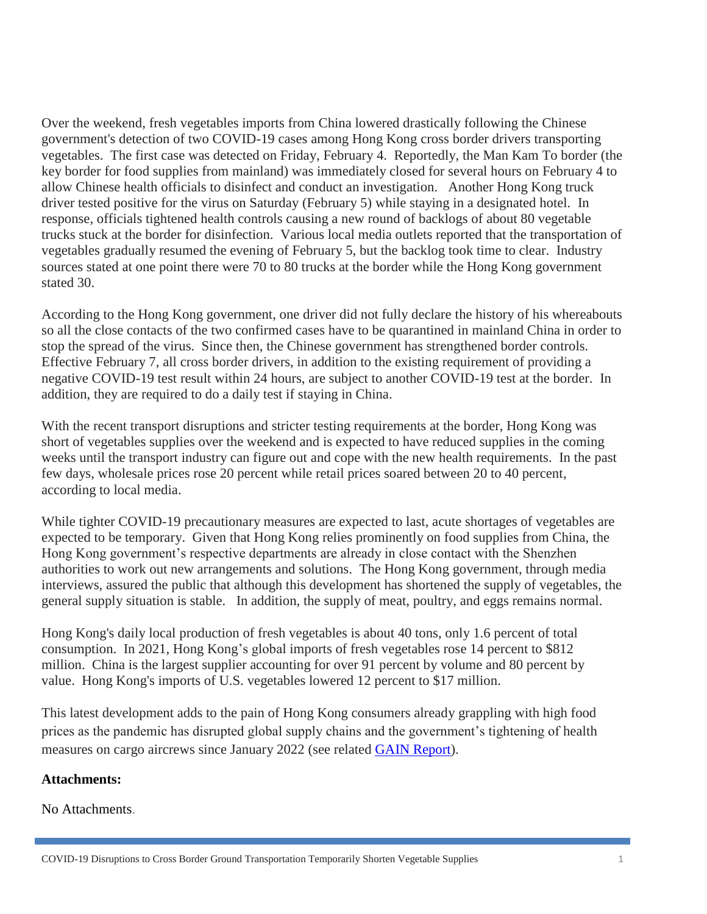Over the weekend, fresh vegetables imports from China lowered drastically following the Chinese government's detection of two COVID-19 cases among Hong Kong cross border drivers transporting vegetables. The first case was detected on Friday, February 4. Reportedly, the Man Kam To border (the key border for food supplies from mainland) was immediately closed for several hours on February 4 to allow Chinese health officials to disinfect and conduct an investigation. Another Hong Kong truck driver tested positive for the virus on Saturday (February 5) while staying in a designated hotel. In response, officials tightened health controls causing a new round of backlogs of about 80 vegetable trucks stuck at the border for disinfection. Various local media outlets reported that the transportation of vegetables gradually resumed the evening of February 5, but the backlog took time to clear. Industry sources stated at one point there were 70 to 80 trucks at the border while the Hong Kong government stated 30.

According to the Hong Kong government, one driver did not fully declare the history of his whereabouts so all the close contacts of the two confirmed cases have to be quarantined in mainland China in order to stop the spread of the virus. Since then, the Chinese government has strengthened border controls. Effective February 7, all cross border drivers, in addition to the existing requirement of providing a negative COVID-19 test result within 24 hours, are subject to another COVID-19 test at the border. In addition, they are required to do a daily test if staying in China.

With the recent transport disruptions and stricter testing requirements at the border, Hong Kong was short of vegetables supplies over the weekend and is expected to have reduced supplies in the coming weeks until the transport industry can figure out and cope with the new health requirements. In the past few days, wholesale prices rose 20 percent while retail prices soared between 20 to 40 percent, according to local media.

While tighter COVID-19 precautionary measures are expected to last, acute shortages of vegetables are expected to be temporary. Given that Hong Kong relies prominently on food supplies from China, the Hong Kong government's respective departments are already in close contact with the Shenzhen authorities to work out new arrangements and solutions. The Hong Kong government, through media interviews, assured the public that although this development has shortened the supply of vegetables, the general supply situation is stable. In addition, the supply of meat, poultry, and eggs remains normal.

Hong Kong's daily local production of fresh vegetables is about 40 tons, only 1.6 percent of total consumption. In 2021, Hong Kong's global imports of fresh vegetables rose 14 percent to $812 million. China is the largest supplier accounting for over 91 percent by volume and 80 percent by value. Hong Kong's imports of U.S. vegetables lowered 12 percent to $17 million.

This latest development adds to the pain of Hong Kong consumers already grappling with high food prices as the pandemic has disrupted global supply chains and the government's tightening of health measures on cargo aircrews since January 2022 (see related [GAIN Report]).

**Attachments:**

No Attachments.